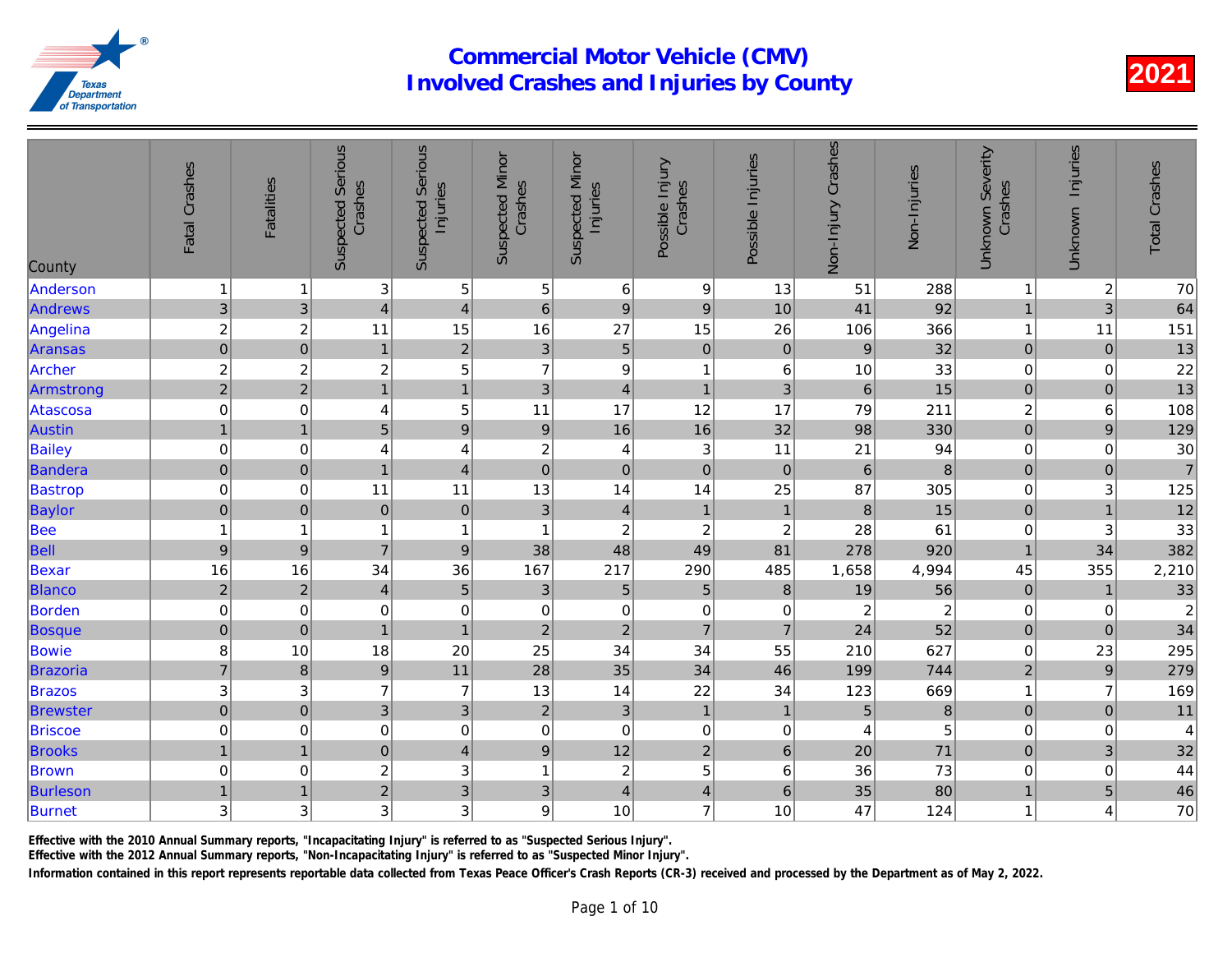# Commercial Motor Vehicle (CMV) Involved Crashes and Injuries by County

2021

| County | Fatal Crashes | Fatalities | Suspected Serious Crashes | Suspected Serious Injuries | Suspected Minor Crashes | Suspected Minor Injuries | Possible Injury Crashes | Possible Injuries | Non-Injury Crashes | Non-Injuries | Unknown Severity Crashes | Unknown Injuries | Total Crashes |
|---|---|---|---|---|---|---|---|---|---|---|---|---|---|
| Anderson | 1 | 1 | 3 | 5 | 5 | 6 | 9 | 13 | 51 | 288 | 1 | 2 | 70 |
| Andrews | 3 | 3 | 4 | 4 | 6 | 9 | 9 | 10 | 41 | 92 | 1 | 3 | 64 |
| Angelina | 2 | 2 | 11 | 15 | 16 | 27 | 15 | 26 | 106 | 366 | 1 | 11 | 151 |
| Aransas | 0 | 0 | 1 | 2 | 3 | 5 | 0 | 0 | 9 | 32 | 0 | 0 | 13 |
| Archer | 2 | 2 | 2 | 5 | 7 | 9 | 1 | 6 | 10 | 33 | 0 | 0 | 22 |
| Armstrong | 2 | 2 | 1 | 1 | 3 | 4 | 1 | 3 | 6 | 15 | 0 | 0 | 13 |
| Atascosa | 0 | 0 | 4 | 5 | 11 | 17 | 12 | 17 | 79 | 211 | 2 | 6 | 108 |
| Austin | 1 | 1 | 5 | 9 | 9 | 16 | 16 | 32 | 98 | 330 | 0 | 9 | 129 |
| Bailey | 0 | 0 | 4 | 4 | 2 | 4 | 3 | 11 | 21 | 94 | 0 | 0 | 30 |
| Bandera | 0 | 0 | 1 | 4 | 0 | 0 | 0 | 0 | 6 | 8 | 0 | 0 | 7 |
| Bastrop | 0 | 0 | 11 | 11 | 13 | 14 | 14 | 25 | 87 | 305 | 0 | 3 | 125 |
| Baylor | 0 | 0 | 0 | 0 | 3 | 4 | 1 | 1 | 8 | 15 | 0 | 1 | 12 |
| Bee | 1 | 1 | 1 | 1 | 1 | 2 | 2 | 2 | 28 | 61 | 0 | 3 | 33 |
| Bell | 9 | 9 | 7 | 9 | 38 | 48 | 49 | 81 | 278 | 920 | 1 | 34 | 382 |
| Bexar | 16 | 16 | 34 | 36 | 167 | 217 | 290 | 485 | 1,658 | 4,994 | 45 | 355 | 2,210 |
| Blanco | 2 | 2 | 4 | 5 | 3 | 5 | 5 | 8 | 19 | 56 | 0 | 1 | 33 |
| Borden | 0 | 0 | 0 | 0 | 0 | 0 | 0 | 0 | 2 | 2 | 0 | 0 | 2 |
| Bosque | 0 | 0 | 1 | 1 | 2 | 2 | 7 | 7 | 24 | 52 | 0 | 0 | 34 |
| Bowie | 8 | 10 | 18 | 20 | 25 | 34 | 34 | 55 | 210 | 627 | 0 | 23 | 295 |
| Brazoria | 7 | 8 | 9 | 11 | 28 | 35 | 34 | 46 | 199 | 744 | 2 | 9 | 279 |
| Brazos | 3 | 3 | 7 | 7 | 13 | 14 | 22 | 34 | 123 | 669 | 1 | 7 | 169 |
| Brewster | 0 | 0 | 3 | 3 | 2 | 3 | 1 | 1 | 5 | 8 | 0 | 0 | 11 |
| Briscoe | 0 | 0 | 0 | 0 | 0 | 0 | 0 | 0 | 4 | 5 | 0 | 0 | 4 |
| Brooks | 1 | 1 | 0 | 4 | 9 | 12 | 2 | 6 | 20 | 71 | 0 | 3 | 32 |
| Brown | 0 | 0 | 2 | 3 | 1 | 2 | 5 | 6 | 36 | 73 | 0 | 0 | 44 |
| Burleson | 1 | 1 | 2 | 3 | 3 | 4 | 4 | 6 | 35 | 80 | 1 | 5 | 46 |
| Burnet | 3 | 3 | 3 | 3 | 9 | 10 | 7 | 10 | 47 | 124 | 1 | 4 | 70 |

Effective with the 2010 Annual Summary reports, "Incapacitating Injury" is referred to as "Suspected Serious Injury".

Effective with the 2012 Annual Summary reports, "Non-Incapacitating Injury" is referred to as "Suspected Minor Injury".

Information contained in this report represents reportable data collected from Texas Peace Officer's Crash Reports (CR-3) received and processed by the Department as of May 2, 2022.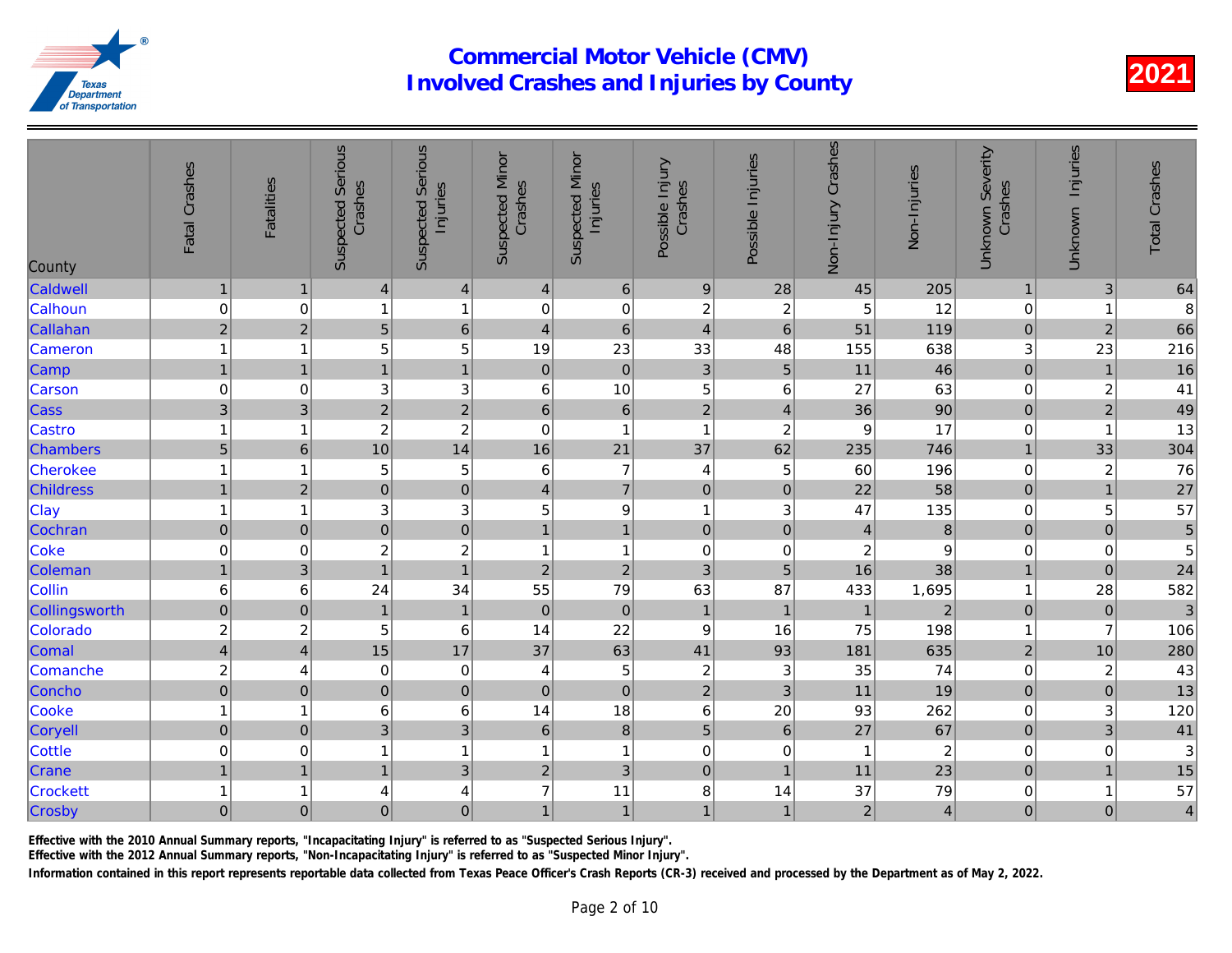# Commercial Motor Vehicle (CMV) Involved Crashes and Injuries by County

2021

| County | Fatal Crashes | Fatalities | Suspected Serious Crashes | Suspected Serious Injuries | Suspected Minor Crashes | Suspected Minor Injuries | Possible Injury Crashes | Possible Injuries | Non-Injury Crashes | Non-Injuries | Unknown Severity Crashes | Unknown Injuries | Total Crashes |
|---|---|---|---|---|---|---|---|---|---|---|---|---|---|
| Caldwell | 1 | 1 | 4 | 4 | 4 | 6 | 9 | 28 | 45 | 205 | 1 | 3 | 64 |
| Calhoun | 0 | 0 | 1 | 1 | 0 | 0 | 2 | 2 | 5 | 12 | 0 | 1 | 8 |
| Callahan | 2 | 2 | 5 | 6 | 4 | 6 | 4 | 6 | 51 | 119 | 0 | 2 | 66 |
| Cameron | 1 | 1 | 5 | 5 | 19 | 23 | 33 | 48 | 155 | 638 | 3 | 23 | 216 |
| Camp | 1 | 1 | 1 | 1 | 0 | 0 | 3 | 5 | 11 | 46 | 0 | 1 | 16 |
| Carson | 0 | 0 | 3 | 3 | 6 | 10 | 5 | 6 | 27 | 63 | 0 | 2 | 41 |
| Cass | 3 | 3 | 2 | 2 | 6 | 6 | 2 | 4 | 36 | 90 | 0 | 2 | 49 |
| Castro | 1 | 1 | 2 | 2 | 0 | 1 | 1 | 2 | 9 | 17 | 0 | 1 | 13 |
| Chambers | 5 | 6 | 10 | 14 | 16 | 21 | 37 | 62 | 235 | 746 | 1 | 33 | 304 |
| Cherokee | 1 | 1 | 5 | 5 | 6 | 7 | 4 | 5 | 60 | 196 | 0 | 2 | 76 |
| Childress | 1 | 2 | 0 | 0 | 4 | 7 | 0 | 0 | 22 | 58 | 0 | 1 | 27 |
| Clay | 1 | 1 | 3 | 3 | 5 | 9 | 1 | 3 | 47 | 135 | 0 | 5 | 57 |
| Cochran | 0 | 0 | 0 | 0 | 1 | 1 | 0 | 0 | 4 | 8 | 0 | 0 | 5 |
| Coke | 0 | 0 | 2 | 2 | 1 | 1 | 0 | 0 | 2 | 9 | 0 | 0 | 5 |
| Coleman | 1 | 3 | 1 | 1 | 2 | 2 | 3 | 5 | 16 | 38 | 1 | 0 | 24 |
| Collin | 6 | 6 | 24 | 34 | 55 | 79 | 63 | 87 | 433 | 1,695 | 1 | 28 | 582 |
| Collingsworth | 0 | 0 | 1 | 1 | 0 | 0 | 1 | 1 | 1 | 2 | 0 | 0 | 3 |
| Colorado | 2 | 2 | 5 | 6 | 14 | 22 | 9 | 16 | 75 | 198 | 1 | 7 | 106 |
| Comal | 4 | 4 | 15 | 17 | 37 | 63 | 41 | 93 | 181 | 635 | 2 | 10 | 280 |
| Comanche | 2 | 4 | 0 | 0 | 4 | 5 | 2 | 3 | 35 | 74 | 0 | 2 | 43 |
| Concho | 0 | 0 | 0 | 0 | 0 | 0 | 2 | 3 | 11 | 19 | 0 | 0 | 13 |
| Cooke | 1 | 1 | 6 | 6 | 14 | 18 | 6 | 20 | 93 | 262 | 0 | 3 | 120 |
| Coryell | 0 | 0 | 3 | 3 | 6 | 8 | 5 | 6 | 27 | 67 | 0 | 3 | 41 |
| Cottle | 0 | 0 | 1 | 1 | 1 | 1 | 0 | 0 | 1 | 2 | 0 | 0 | 3 |
| Crane | 1 | 1 | 1 | 3 | 2 | 3 | 0 | 1 | 11 | 23 | 0 | 1 | 15 |
| Crockett | 1 | 1 | 4 | 4 | 7 | 11 | 8 | 14 | 37 | 79 | 0 | 1 | 57 |
| Crosby | 0 | 0 | 0 | 0 | 1 | 1 | 1 | 1 | 2 | 4 | 0 | 0 | 4 |

Effective with the 2010 Annual Summary reports, "Incapacitating Injury" is referred to as "Suspected Serious Injury".

Effective with the 2012 Annual Summary reports, "Non-Incapacitating Injury" is referred to as "Suspected Minor Injury".

Information contained in this report represents reportable data collected from Texas Peace Officer's Crash Reports (CR-3) received and processed by the Department as of May 2, 2022.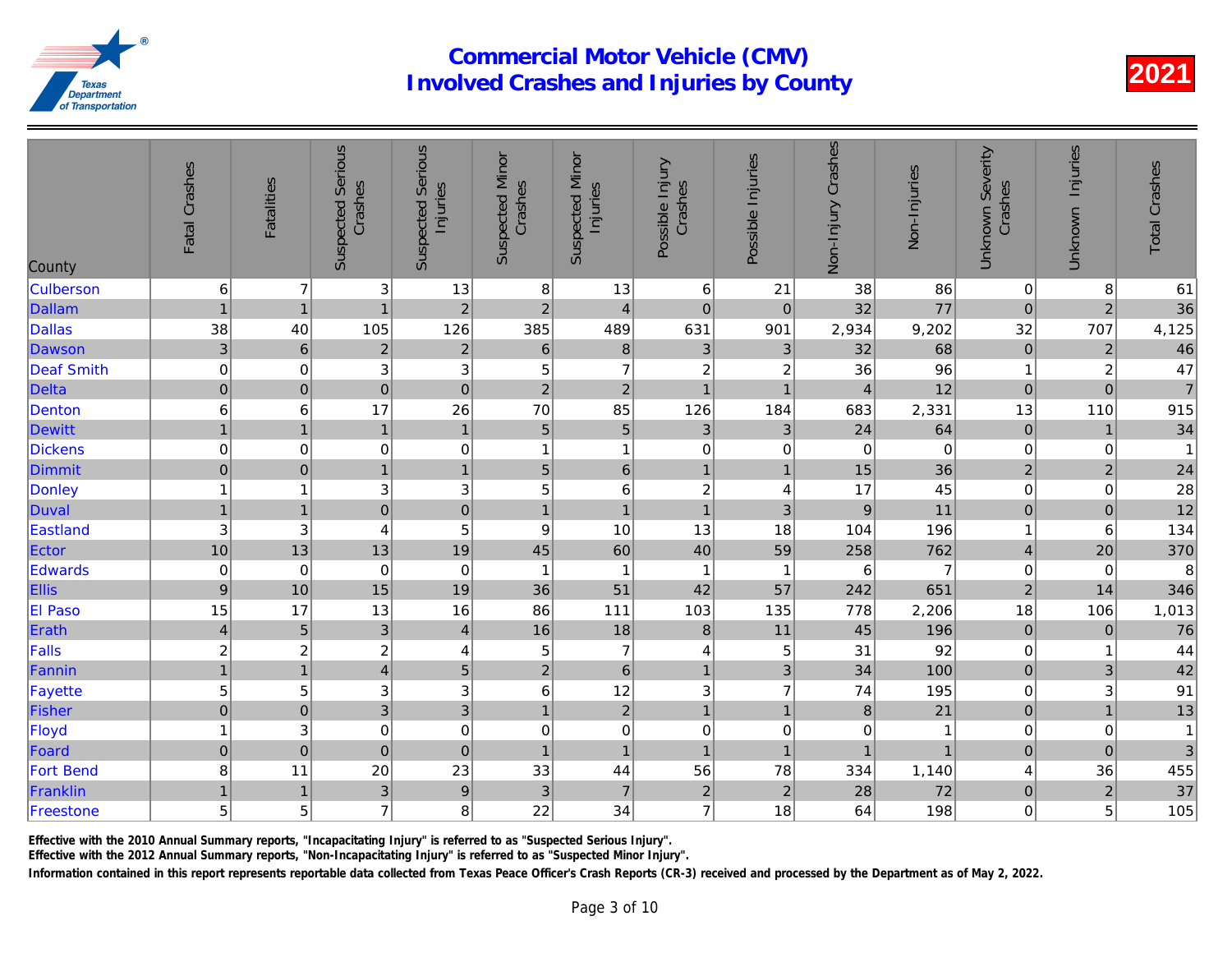# Commercial Motor Vehicle (CMV) Involved Crashes and Injuries by County

2021

| County | Fatal Crashes | Fatalities | Suspected Serious Crashes | Suspected Serious Injuries | Suspected Minor Crashes | Suspected Minor Injuries | Possible Injury Crashes | Possible Injuries | Non-Injury Crashes | Non-Injuries | Unknown Severity Crashes | Unknown Injuries | Total Crashes |
|---|---|---|---|---|---|---|---|---|---|---|---|---|---|
| Culberson | 6 | 7 | 3 | 13 | 8 | 13 | 6 | 21 | 38 | 86 | 0 | 8 | 61 |
| Dallam | 1 | 1 | 1 | 2 | 2 | 4 | 0 | 0 | 32 | 77 | 0 | 2 | 36 |
| Dallas | 38 | 40 | 105 | 126 | 385 | 489 | 631 | 901 | 2,934 | 9,202 | 32 | 707 | 4,125 |
| Dawson | 3 | 6 | 2 | 2 | 6 | 8 | 3 | 3 | 32 | 68 | 0 | 2 | 46 |
| Deaf Smith | 0 | 0 | 3 | 3 | 5 | 7 | 2 | 2 | 36 | 96 | 1 | 2 | 47 |
| Delta | 0 | 0 | 0 | 0 | 2 | 2 | 1 | 1 | 4 | 12 | 0 | 0 | 7 |
| Denton | 6 | 6 | 17 | 26 | 70 | 85 | 126 | 184 | 683 | 2,331 | 13 | 110 | 915 |
| Dewitt | 1 | 1 | 1 | 1 | 5 | 5 | 3 | 3 | 24 | 64 | 0 | 1 | 34 |
| Dickens | 0 | 0 | 0 | 0 | 1 | 1 | 0 | 0 | 0 | 0 | 0 | 0 | 1 |
| Dimmit | 0 | 0 | 1 | 1 | 5 | 6 | 1 | 1 | 15 | 36 | 2 | 2 | 24 |
| Donley | 1 | 1 | 3 | 3 | 5 | 6 | 2 | 4 | 17 | 45 | 0 | 0 | 28 |
| Duval | 1 | 1 | 0 | 0 | 1 | 1 | 1 | 3 | 9 | 11 | 0 | 0 | 12 |
| Eastland | 3 | 3 | 4 | 5 | 9 | 10 | 13 | 18 | 104 | 196 | 1 | 6 | 134 |
| Ector | 10 | 13 | 13 | 19 | 45 | 60 | 40 | 59 | 258 | 762 | 4 | 20 | 370 |
| Edwards | 0 | 0 | 0 | 0 | 1 | 1 | 1 | 1 | 6 | 7 | 0 | 0 | 8 |
| Ellis | 9 | 10 | 15 | 19 | 36 | 51 | 42 | 57 | 242 | 651 | 2 | 14 | 346 |
| El Paso | 15 | 17 | 13 | 16 | 86 | 111 | 103 | 135 | 778 | 2,206 | 18 | 106 | 1,013 |
| Erath | 4 | 5 | 3 | 4 | 16 | 18 | 8 | 11 | 45 | 196 | 0 | 0 | 76 |
| Falls | 2 | 2 | 2 | 4 | 5 | 7 | 4 | 5 | 31 | 92 | 0 | 1 | 44 |
| Fannin | 1 | 1 | 4 | 5 | 2 | 6 | 1 | 3 | 34 | 100 | 0 | 3 | 42 |
| Fayette | 5 | 5 | 3 | 3 | 6 | 12 | 3 | 7 | 74 | 195 | 0 | 3 | 91 |
| Fisher | 0 | 0 | 3 | 3 | 1 | 2 | 1 | 1 | 8 | 21 | 0 | 1 | 13 |
| Floyd | 1 | 3 | 0 | 0 | 0 | 0 | 0 | 0 | 0 | 1 | 0 | 0 | 1 |
| Foard | 0 | 0 | 0 | 0 | 1 | 1 | 1 | 1 | 1 | 1 | 0 | 0 | 3 |
| Fort Bend | 8 | 11 | 20 | 23 | 33 | 44 | 56 | 78 | 334 | 1,140 | 4 | 36 | 455 |
| Franklin | 1 | 1 | 3 | 9 | 3 | 7 | 2 | 2 | 28 | 72 | 0 | 2 | 37 |
| Freestone | 5 | 5 | 7 | 8 | 22 | 34 | 7 | 18 | 64 | 198 | 0 | 5 | 105 |

Effective with the 2010 Annual Summary reports, "Incapacitating Injury" is referred to as "Suspected Serious Injury".

Effective with the 2012 Annual Summary reports, "Non-Incapacitating Injury" is referred to as "Suspected Minor Injury".

Information contained in this report represents reportable data collected from Texas Peace Officer's Crash Reports (CR-3) received and processed by the Department as of May 2, 2022.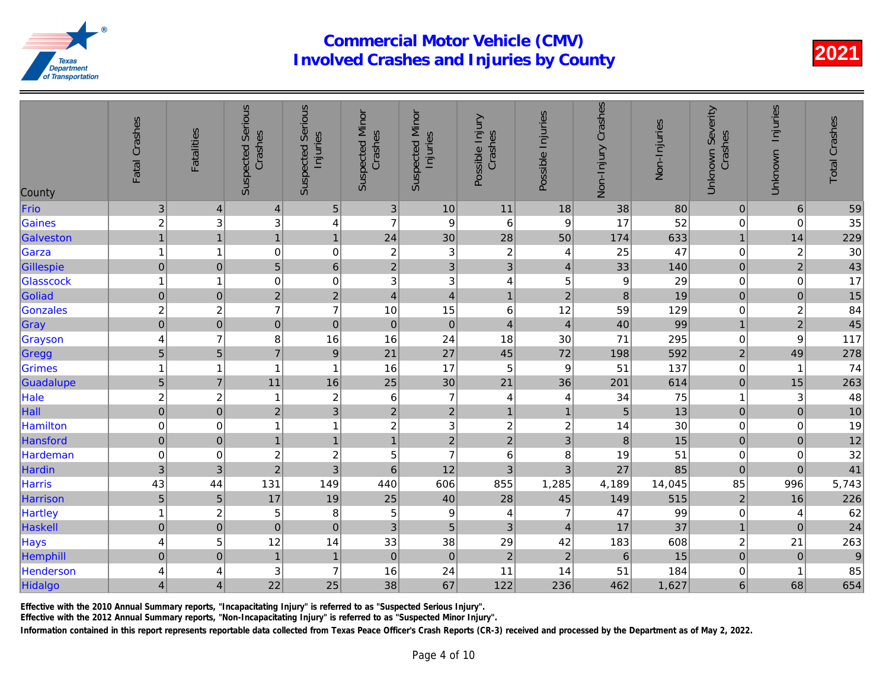# Commercial Motor Vehicle (CMV) Involved Crashes and Injuries by County

2021

| County | Fatal Crashes | Fatalities | Suspected Serious Crashes | Suspected Serious Injuries | Suspected Minor Crashes | Suspected Minor Injuries | Possible Injury Crashes | Possible Injuries | Non-Injury Crashes | Non-Injuries | Unknown Severity Crashes | Unknown Injuries | Total Crashes |
|---|---|---|---|---|---|---|---|---|---|---|---|---|---|
| Frio | 3 | 4 | 4 | 5 | 3 | 10 | 11 | 18 | 38 | 80 | 0 | 6 | 59 |
| Gaines | 2 | 3 | 3 | 4 | 7 | 9 | 6 | 9 | 17 | 52 | 0 | 0 | 35 |
| Galveston | 1 | 1 | 1 | 1 | 24 | 30 | 28 | 50 | 174 | 633 | 1 | 14 | 229 |
| Garza | 1 | 1 | 0 | 0 | 2 | 3 | 2 | 4 | 25 | 47 | 0 | 2 | 30 |
| Gillespie | 0 | 0 | 5 | 6 | 2 | 3 | 3 | 4 | 33 | 140 | 0 | 2 | 43 |
| Glasscock | 1 | 1 | 0 | 0 | 3 | 3 | 4 | 5 | 9 | 29 | 0 | 0 | 17 |
| Goliad | 0 | 0 | 2 | 2 | 4 | 4 | 1 | 2 | 8 | 19 | 0 | 0 | 15 |
| Gonzales | 2 | 2 | 7 | 7 | 10 | 15 | 6 | 12 | 59 | 129 | 0 | 2 | 84 |
| Gray | 0 | 0 | 0 | 0 | 0 | 0 | 4 | 4 | 40 | 99 | 1 | 2 | 45 |
| Grayson | 4 | 7 | 8 | 16 | 16 | 24 | 18 | 30 | 71 | 295 | 0 | 9 | 117 |
| Gregg | 5 | 5 | 7 | 9 | 21 | 27 | 45 | 72 | 198 | 592 | 2 | 49 | 278 |
| Grimes | 1 | 1 | 1 | 1 | 16 | 17 | 5 | 9 | 51 | 137 | 0 | 1 | 74 |
| Guadalupe | 5 | 7 | 11 | 16 | 25 | 30 | 21 | 36 | 201 | 614 | 0 | 15 | 263 |
| Hale | 2 | 2 | 1 | 2 | 6 | 7 | 4 | 4 | 34 | 75 | 1 | 3 | 48 |
| Hall | 0 | 0 | 2 | 3 | 2 | 2 | 1 | 1 | 5 | 13 | 0 | 0 | 10 |
| Hamilton | 0 | 0 | 1 | 1 | 2 | 3 | 2 | 2 | 14 | 30 | 0 | 0 | 19 |
| Hansford | 0 | 0 | 1 | 1 | 1 | 2 | 2 | 3 | 8 | 15 | 0 | 0 | 12 |
| Hardeman | 0 | 0 | 2 | 2 | 5 | 7 | 6 | 8 | 19 | 51 | 0 | 0 | 32 |
| Hardin | 3 | 3 | 2 | 3 | 6 | 12 | 3 | 3 | 27 | 85 | 0 | 0 | 41 |
| Harris | 43 | 44 | 131 | 149 | 440 | 606 | 855 | 1,285 | 4,189 | 14,045 | 85 | 996 | 5,743 |
| Harrison | 5 | 5 | 17 | 19 | 25 | 40 | 28 | 45 | 149 | 515 | 2 | 16 | 226 |
| Hartley | 1 | 2 | 5 | 8 | 5 | 9 | 4 | 7 | 47 | 99 | 0 | 4 | 62 |
| Haskell | 0 | 0 | 0 | 0 | 3 | 5 | 3 | 4 | 17 | 37 | 1 | 0 | 24 |
| Hays | 4 | 5 | 12 | 14 | 33 | 38 | 29 | 42 | 183 | 608 | 2 | 21 | 263 |
| Hemphill | 0 | 0 | 1 | 1 | 0 | 0 | 2 | 2 | 6 | 15 | 0 | 0 | 9 |
| Henderson | 4 | 4 | 3 | 7 | 16 | 24 | 11 | 14 | 51 | 184 | 0 | 1 | 85 |
| Hidalgo | 4 | 4 | 22 | 25 | 38 | 67 | 122 | 236 | 462 | 1,627 | 6 | 68 | 654 |

Effective with the 2010 Annual Summary reports, "Incapacitating Injury" is referred to as "Suspected Serious Injury".

Effective with the 2012 Annual Summary reports, "Non-Incapacitating Injury" is referred to as "Suspected Minor Injury".

Information contained in this report represents reportable data collected from Texas Peace Officer's Crash Reports (CR-3) received and processed by the Department as of May 2, 2022.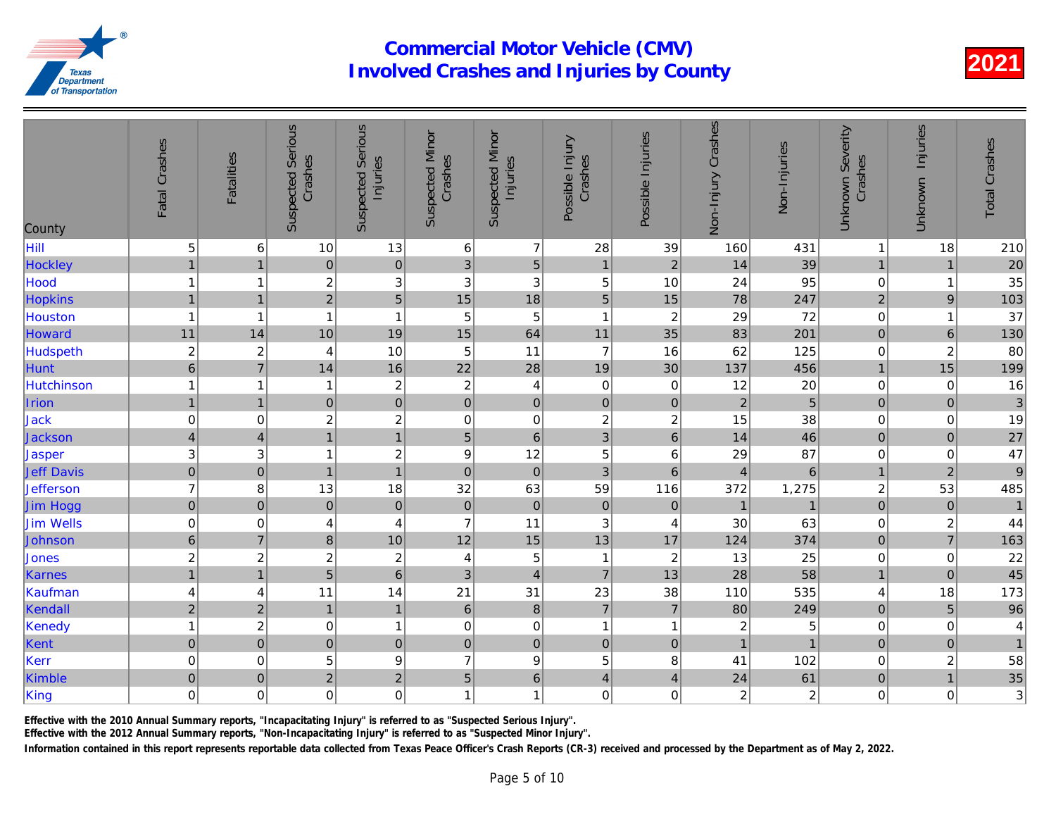# Commercial Motor Vehicle (CMV) Involved Crashes and Injuries by County

**2021**

| County | Fatal Crashes | Fatalities | Suspected Serious Crashes | Suspected Serious Injuries | Suspected Minor Crashes | Suspected Minor Injuries | Possible Injury Crashes | Possible Injuries | Non-Injury Crashes | Non-Injuries | Unknown Severity Crashes | Unknown Injuries | Total Crashes |
|---|---|---|---|---|---|---|---|---|---|---|---|---|---|
| Hill | 5 | 6 | 10 | 13 | 6 | 7 | 28 | 39 | 160 | 431 | 1 | 18 | 210 |
| Hockley | 1 | 1 | 0 | 0 | 3 | 5 | 1 | 2 | 14 | 39 | 1 | 1 | 20 |
| Hood | 1 | 1 | 2 | 3 | 3 | 3 | 5 | 10 | 24 | 95 | 0 | 1 | 35 |
| Hopkins | 1 | 1 | 2 | 5 | 15 | 18 | 5 | 15 | 78 | 247 | 2 | 9 | 103 |
| Houston | 1 | 1 | 1 | 1 | 5 | 5 | 1 | 2 | 29 | 72 | 0 | 1 | 37 |
| Howard | 11 | 14 | 10 | 19 | 15 | 64 | 11 | 35 | 83 | 201 | 0 | 6 | 130 |
| Hudspeth | 2 | 2 | 4 | 10 | 5 | 11 | 7 | 16 | 62 | 125 | 0 | 2 | 80 |
| Hunt | 6 | 7 | 14 | 16 | 22 | 28 | 19 | 30 | 137 | 456 | 1 | 15 | 199 |
| Hutchinson | 1 | 1 | 1 | 2 | 2 | 4 | 0 | 0 | 12 | 20 | 0 | 0 | 16 |
| Irion | 1 | 1 | 0 | 0 | 0 | 0 | 0 | 0 | 2 | 5 | 0 | 0 | 3 |
| Jack | 0 | 0 | 2 | 2 | 0 | 0 | 2 | 2 | 15 | 38 | 0 | 0 | 19 |
| Jackson | 4 | 4 | 1 | 1 | 5 | 6 | 3 | 6 | 14 | 46 | 0 | 0 | 27 |
| Jasper | 3 | 3 | 1 | 2 | 9 | 12 | 5 | 6 | 29 | 87 | 0 | 0 | 47 |
| Jeff Davis | 0 | 0 | 1 | 1 | 0 | 0 | 3 | 6 | 4 | 6 | 1 | 2 | 9 |
| Jefferson | 7 | 8 | 13 | 18 | 32 | 63 | 59 | 116 | 372 | 1,275 | 2 | 53 | 485 |
| Jim Hogg | 0 | 0 | 0 | 0 | 0 | 0 | 0 | 0 | 1 | 1 | 0 | 0 | 1 |
| Jim Wells | 0 | 0 | 4 | 4 | 7 | 11 | 3 | 4 | 30 | 63 | 0 | 2 | 44 |
| Johnson | 6 | 7 | 8 | 10 | 12 | 15 | 13 | 17 | 124 | 374 | 0 | 7 | 163 |
| Jones | 2 | 2 | 2 | 2 | 4 | 5 | 1 | 2 | 13 | 25 | 0 | 0 | 22 |
| Karnes | 1 | 1 | 5 | 6 | 3 | 4 | 7 | 13 | 28 | 58 | 1 | 0 | 45 |
| Kaufman | 4 | 4 | 11 | 14 | 21 | 31 | 23 | 38 | 110 | 535 | 4 | 18 | 173 |
| Kendall | 2 | 2 | 1 | 1 | 6 | 8 | 7 | 7 | 80 | 249 | 0 | 5 | 96 |
| Kenedy | 1 | 2 | 0 | 1 | 0 | 0 | 1 | 1 | 2 | 5 | 0 | 0 | 4 |
| Kent | 0 | 0 | 0 | 0 | 0 | 0 | 0 | 0 | 1 | 1 | 0 | 0 | 1 |
| Kerr | 0 | 0 | 5 | 9 | 7 | 9 | 5 | 8 | 41 | 102 | 0 | 2 | 58 |
| Kimble | 0 | 0 | 2 | 2 | 5 | 6 | 4 | 4 | 24 | 61 | 0 | 1 | 35 |
| King | 0 | 0 | 0 | 0 | 1 | 1 | 0 | 0 | 2 | 2 | 0 | 0 | 3 |

Effective with the 2010 Annual Summary reports, "Incapacitating Injury" is referred to as "Suspected Serious Injury".

Effective with the 2012 Annual Summary reports, "Non-Incapacitating Injury" is referred to as "Suspected Minor Injury".

Information contained in this report represents reportable data collected from Texas Peace Officer's Crash Reports (CR-3) received and processed by the Department as of May 2, 2022.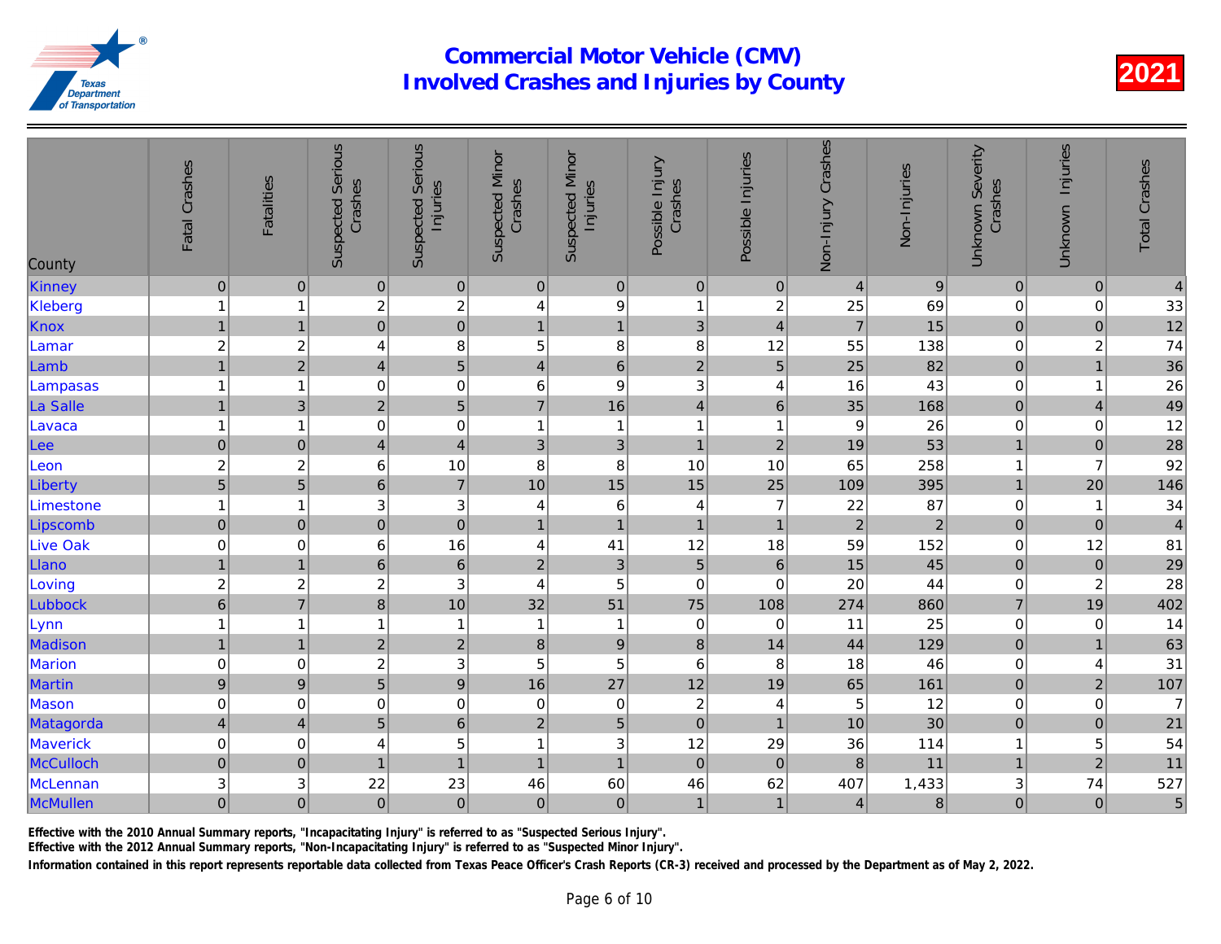# Commercial Motor Vehicle (CMV) Involved Crashes and Injuries by County

2021

| County | Fatal Crashes | Fatalities | Suspected Serious Crashes | Suspected Serious Injuries | Suspected Minor Crashes | Suspected Minor Injuries | Possible Injury Crashes | Possible Injuries | Non-Injury Crashes | Non-Injuries | Unknown Severity Crashes | Unknown Injuries | Total Crashes |
|---|---|---|---|---|---|---|---|---|---|---|---|---|---|
| Kinney | 0 | 0 | 0 | 0 | 0 | 0 | 0 | 0 | 4 | 9 | 0 | 0 | 4 |
| Kleberg | 1 | 1 | 2 | 2 | 4 | 9 | 1 | 2 | 25 | 69 | 0 | 0 | 33 |
| Knox | 1 | 1 | 0 | 0 | 1 | 1 | 3 | 4 | 7 | 15 | 0 | 0 | 12 |
| Lamar | 2 | 2 | 4 | 8 | 5 | 8 | 8 | 12 | 55 | 138 | 0 | 2 | 74 |
| Lamb | 1 | 2 | 4 | 5 | 4 | 6 | 2 | 5 | 25 | 82 | 0 | 1 | 36 |
| Lampasas | 1 | 1 | 0 | 0 | 6 | 9 | 3 | 4 | 16 | 43 | 0 | 1 | 26 |
| La Salle | 1 | 3 | 2 | 5 | 7 | 16 | 4 | 6 | 35 | 168 | 0 | 4 | 49 |
| Lavaca | 1 | 1 | 0 | 0 | 1 | 1 | 1 | 1 | 9 | 26 | 0 | 0 | 12 |
| Lee | 0 | 0 | 4 | 4 | 3 | 3 | 1 | 2 | 19 | 53 | 1 | 0 | 28 |
| Leon | 2 | 2 | 6 | 10 | 8 | 8 | 10 | 10 | 65 | 258 | 1 | 7 | 92 |
| Liberty | 5 | 5 | 6 | 7 | 10 | 15 | 15 | 25 | 109 | 395 | 1 | 20 | 146 |
| Limestone | 1 | 1 | 3 | 3 | 4 | 6 | 4 | 7 | 22 | 87 | 0 | 1 | 34 |
| Lipscomb | 0 | 0 | 0 | 0 | 1 | 1 | 1 | 1 | 2 | 2 | 0 | 0 | 4 |
| Live Oak | 0 | 0 | 6 | 16 | 4 | 41 | 12 | 18 | 59 | 152 | 0 | 12 | 81 |
| Llano | 1 | 1 | 6 | 6 | 2 | 3 | 5 | 6 | 15 | 45 | 0 | 0 | 29 |
| Loving | 2 | 2 | 2 | 3 | 4 | 5 | 0 | 0 | 20 | 44 | 0 | 2 | 28 |
| Lubbock | 6 | 7 | 8 | 10 | 32 | 51 | 75 | 108 | 274 | 860 | 7 | 19 | 402 |
| Lynn | 1 | 1 | 1 | 1 | 1 | 1 | 0 | 0 | 11 | 25 | 0 | 0 | 14 |
| Madison | 1 | 1 | 2 | 2 | 8 | 9 | 8 | 14 | 44 | 129 | 0 | 1 | 63 |
| Marion | 0 | 0 | 2 | 3 | 5 | 5 | 6 | 8 | 18 | 46 | 0 | 4 | 31 |
| Martin | 9 | 9 | 5 | 9 | 16 | 27 | 12 | 19 | 65 | 161 | 0 | 2 | 107 |
| Mason | 0 | 0 | 0 | 0 | 0 | 0 | 2 | 4 | 5 | 12 | 0 | 0 | 7 |
| Matagorda | 4 | 4 | 5 | 6 | 2 | 5 | 0 | 1 | 10 | 30 | 0 | 0 | 21 |
| Maverick | 0 | 0 | 4 | 5 | 1 | 3 | 12 | 29 | 36 | 114 | 1 | 5 | 54 |
| McCulloch | 0 | 0 | 1 | 1 | 1 | 1 | 0 | 0 | 8 | 11 | 1 | 2 | 11 |
| McLennan | 3 | 3 | 22 | 23 | 46 | 60 | 46 | 62 | 407 | 1,433 | 3 | 74 | 527 |
| McMullen | 0 | 0 | 0 | 0 | 0 | 0 | 1 | 1 | 4 | 8 | 0 | 0 | 5 |

Effective with the 2010 Annual Summary reports, "Incapacitating Injury" is referred to as "Suspected Serious Injury".

Effective with the 2012 Annual Summary reports, "Non-Incapacitating Injury" is referred to as "Suspected Minor Injury".

Information contained in this report represents reportable data collected from Texas Peace Officer's Crash Reports (CR-3) received and processed by the Department as of May 2, 2022.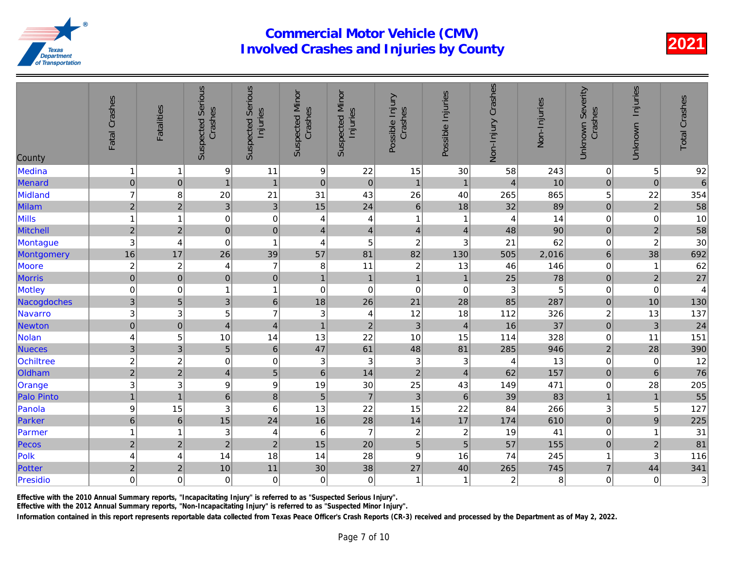# Commercial Motor Vehicle (CMV) Involved Crashes and Injuries by County

**2021**

| County | Fatal Crashes | Fatalities | Suspected Serious Crashes | Suspected Serious Injuries | Suspected Minor Crashes | Suspected Minor Injuries | Possible Injury Crashes | Possible Injuries | Non-Injury Crashes | Non-Injuries | Unknown Severity Crashes | Unknown Injuries | Total Crashes |
|---|---|---|---|---|---|---|---|---|---|---|---|---|---|
| Medina | 1 | 1 | 9 | 11 | 9 | 22 | 15 | 30 | 58 | 243 | 0 | 5 | 92 |
| Menard | 0 | 0 | 1 | 1 | 0 | 0 | 1 | 1 | 4 | 10 | 0 | 0 | 6 |
| Midland | 7 | 8 | 20 | 21 | 31 | 43 | 26 | 40 | 265 | 865 | 5 | 22 | 354 |
| Milam | 2 | 2 | 3 | 3 | 15 | 24 | 6 | 18 | 32 | 89 | 0 | 2 | 58 |
| Mills | 1 | 1 | 0 | 0 | 4 | 4 | 1 | 1 | 4 | 14 | 0 | 0 | 10 |
| Mitchell | 2 | 2 | 0 | 0 | 4 | 4 | 4 | 4 | 48 | 90 | 0 | 2 | 58 |
| Montague | 3 | 4 | 0 | 1 | 4 | 5 | 2 | 3 | 21 | 62 | 0 | 2 | 30 |
| Montgomery | 16 | 17 | 26 | 39 | 57 | 81 | 82 | 130 | 505 | 2,016 | 6 | 38 | 692 |
| Moore | 2 | 2 | 4 | 7 | 8 | 11 | 2 | 13 | 46 | 146 | 0 | 1 | 62 |
| Morris | 0 | 0 | 0 | 0 | 1 | 1 | 1 | 1 | 25 | 78 | 0 | 2 | 27 |
| Motley | 0 | 0 | 1 | 1 | 0 | 0 | 0 | 0 | 3 | 5 | 0 | 0 | 4 |
| Nacogdoches | 3 | 5 | 3 | 6 | 18 | 26 | 21 | 28 | 85 | 287 | 0 | 10 | 130 |
| Navarro | 3 | 3 | 5 | 7 | 3 | 4 | 12 | 18 | 112 | 326 | 2 | 13 | 137 |
| Newton | 0 | 0 | 4 | 4 | 1 | 2 | 3 | 4 | 16 | 37 | 0 | 3 | 24 |
| Nolan | 4 | 5 | 10 | 14 | 13 | 22 | 10 | 15 | 114 | 328 | 0 | 11 | 151 |
| Nueces | 3 | 3 | 5 | 6 | 47 | 61 | 48 | 81 | 285 | 946 | 2 | 28 | 390 |
| Ochiltree | 2 | 2 | 0 | 0 | 3 | 3 | 3 | 3 | 4 | 13 | 0 | 0 | 12 |
| Oldham | 2 | 2 | 4 | 5 | 6 | 14 | 2 | 4 | 62 | 157 | 0 | 6 | 76 |
| Orange | 3 | 3 | 9 | 9 | 19 | 30 | 25 | 43 | 149 | 471 | 0 | 28 | 205 |
| Palo Pinto | 1 | 1 | 6 | 8 | 5 | 7 | 3 | 6 | 39 | 83 | 1 | 1 | 55 |
| Panola | 9 | 15 | 3 | 6 | 13 | 22 | 15 | 22 | 84 | 266 | 3 | 5 | 127 |
| Parker | 6 | 6 | 15 | 24 | 16 | 28 | 14 | 17 | 174 | 610 | 0 | 9 | 225 |
| Parmer | 1 | 1 | 3 | 4 | 6 | 7 | 2 | 2 | 19 | 41 | 0 | 1 | 31 |
| Pecos | 2 | 2 | 2 | 2 | 15 | 20 | 5 | 5 | 57 | 155 | 0 | 2 | 81 |
| Polk | 4 | 4 | 14 | 18 | 14 | 28 | 9 | 16 | 74 | 245 | 1 | 3 | 116 |
| Potter | 2 | 2 | 10 | 11 | 30 | 38 | 27 | 40 | 265 | 745 | 7 | 44 | 341 |
| Presidio | 0 | 0 | 0 | 0 | 0 | 0 | 1 | 1 | 2 | 8 | 0 | 0 | 3 |

Effective with the 2010 Annual Summary reports, "Incapacitating Injury" is referred to as "Suspected Serious Injury".

Effective with the 2012 Annual Summary reports, "Non-Incapacitating Injury" is referred to as "Suspected Minor Injury".

Information contained in this report represents reportable data collected from Texas Peace Officer's Crash Reports (CR-3) received and processed by the Department as of May 2, 2022.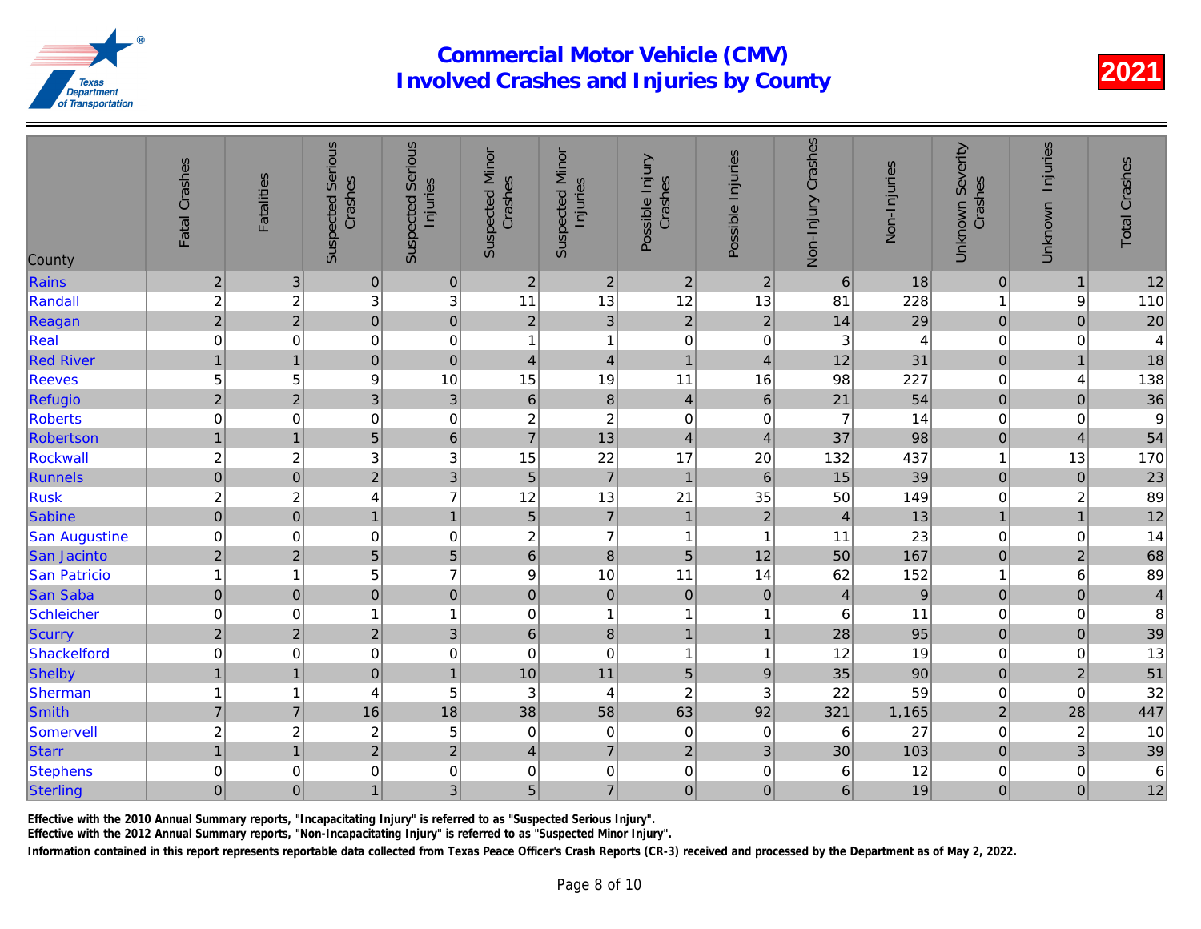# Commercial Motor Vehicle (CMV) Involved Crashes and Injuries by County

2021

| County | Fatal Crashes | Fatalities | Suspected Serious Crashes | Suspected Serious Injuries | Suspected Minor Crashes | Suspected Minor Injuries | Possible Injury Crashes | Possible Injuries | Non-Injury Crashes | Non-Injuries | Unknown Severity Crashes | Unknown Injuries | Total Crashes |
|---|---|---|---|---|---|---|---|---|---|---|---|---|---|
| Rains | 2 | 3 | 0 | 0 | 2 | 2 | 2 | 2 | 6 | 18 | 0 | 1 | 12 |
| Randall | 2 | 2 | 3 | 3 | 11 | 13 | 12 | 13 | 81 | 228 | 1 | 9 | 110 |
| Reagan | 2 | 2 | 0 | 0 | 2 | 3 | 2 | 2 | 14 | 29 | 0 | 0 | 20 |
| Real | 0 | 0 | 0 | 0 | 1 | 1 | 0 | 0 | 3 | 4 | 0 | 0 | 4 |
| Red River | 1 | 1 | 0 | 0 | 4 | 4 | 1 | 4 | 12 | 31 | 0 | 1 | 18 |
| Reeves | 5 | 5 | 9 | 10 | 15 | 19 | 11 | 16 | 98 | 227 | 0 | 4 | 138 |
| Refugio | 2 | 2 | 3 | 3 | 6 | 8 | 4 | 6 | 21 | 54 | 0 | 0 | 36 |
| Roberts | 0 | 0 | 0 | 0 | 2 | 2 | 0 | 0 | 7 | 14 | 0 | 0 | 9 |
| Robertson | 1 | 1 | 5 | 6 | 7 | 13 | 4 | 4 | 37 | 98 | 0 | 4 | 54 |
| Rockwall | 2 | 2 | 3 | 3 | 15 | 22 | 17 | 20 | 132 | 437 | 1 | 13 | 170 |
| Runnels | 0 | 0 | 2 | 3 | 5 | 7 | 1 | 6 | 15 | 39 | 0 | 0 | 23 |
| Rusk | 2 | 2 | 4 | 7 | 12 | 13 | 21 | 35 | 50 | 149 | 0 | 2 | 89 |
| Sabine | 0 | 0 | 1 | 1 | 5 | 7 | 1 | 2 | 4 | 13 | 1 | 1 | 12 |
| San Augustine | 0 | 0 | 0 | 0 | 2 | 7 | 1 | 1 | 11 | 23 | 0 | 0 | 14 |
| San Jacinto | 2 | 2 | 5 | 5 | 6 | 8 | 5 | 12 | 50 | 167 | 0 | 2 | 68 |
| San Patricio | 1 | 1 | 5 | 7 | 9 | 10 | 11 | 14 | 62 | 152 | 1 | 6 | 89 |
| San Saba | 0 | 0 | 0 | 0 | 0 | 0 | 0 | 0 | 4 | 9 | 0 | 0 | 4 |
| Schleicher | 0 | 0 | 1 | 1 | 0 | 1 | 1 | 1 | 6 | 11 | 0 | 0 | 8 |
| Scurry | 2 | 2 | 2 | 3 | 6 | 8 | 1 | 1 | 28 | 95 | 0 | 0 | 39 |
| Shackelford | 0 | 0 | 0 | 0 | 0 | 0 | 1 | 1 | 12 | 19 | 0 | 0 | 13 |
| Shelby | 1 | 1 | 0 | 1 | 10 | 11 | 5 | 9 | 35 | 90 | 0 | 2 | 51 |
| Sherman | 1 | 1 | 4 | 5 | 3 | 4 | 2 | 3 | 22 | 59 | 0 | 0 | 32 |
| Smith | 7 | 7 | 16 | 18 | 38 | 58 | 63 | 92 | 321 | 1,165 | 2 | 28 | 447 |
| Somervell | 2 | 2 | 2 | 5 | 0 | 0 | 0 | 0 | 6 | 27 | 0 | 2 | 10 |
| Starr | 1 | 1 | 2 | 2 | 4 | 7 | 2 | 3 | 30 | 103 | 0 | 3 | 39 |
| Stephens | 0 | 0 | 0 | 0 | 0 | 0 | 0 | 0 | 6 | 12 | 0 | 0 | 6 |
| Sterling | 0 | 0 | 1 | 3 | 5 | 7 | 0 | 0 | 6 | 19 | 0 | 0 | 12 |

Effective with the 2010 Annual Summary reports, "Incapacitating Injury" is referred to as "Suspected Serious Injury".

Effective with the 2012 Annual Summary reports, "Non-Incapacitating Injury" is referred to as "Suspected Minor Injury".

Information contained in this report represents reportable data collected from Texas Peace Officer's Crash Reports (CR-3) received and processed by the Department as of May 2, 2022.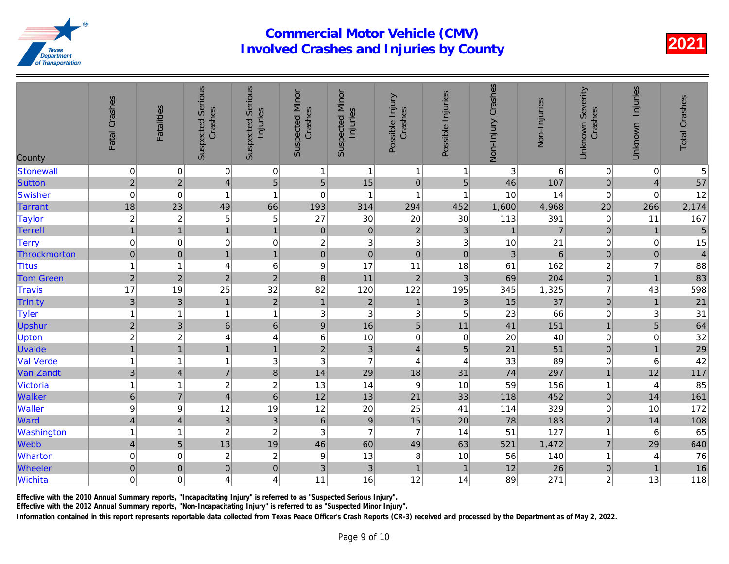# Commercial Motor Vehicle (CMV) Involved Crashes and Injuries by County

2021

| County | Fatal Crashes | Fatalities | Suspected Serious Crashes | Suspected Serious Injuries | Suspected Minor Crashes | Suspected Minor Injuries | Possible Injury Crashes | Possible Injuries | Non-Injury Crashes | Non-Injuries | Unknown Severity Crashes | Unknown Injuries | Total Crashes |
|---|---|---|---|---|---|---|---|---|---|---|---|---|---|
| Stonewall | 0 | 0 | 0 | 0 | 1 | 1 | 1 | 1 | 3 | 6 | 0 | 0 | 5 |
| Sutton | 2 | 2 | 4 | 5 | 5 | 15 | 0 | 5 | 46 | 107 | 0 | 4 | 57 |
| Swisher | 0 | 0 | 1 | 1 | 0 | 1 | 1 | 1 | 10 | 14 | 0 | 0 | 12 |
| Tarrant | 18 | 23 | 49 | 66 | 193 | 314 | 294 | 452 | 1,600 | 4,968 | 20 | 266 | 2,174 |
| Taylor | 2 | 2 | 5 | 5 | 27 | 30 | 20 | 30 | 113 | 391 | 0 | 11 | 167 |
| Terrell | 1 | 1 | 1 | 1 | 0 | 0 | 2 | 3 | 1 | 7 | 0 | 1 | 5 |
| Terry | 0 | 0 | 0 | 0 | 2 | 3 | 3 | 3 | 10 | 21 | 0 | 0 | 15 |
| Throckmorton | 0 | 0 | 1 | 1 | 0 | 0 | 0 | 0 | 3 | 6 | 0 | 0 | 4 |
| Titus | 1 | 1 | 4 | 6 | 9 | 17 | 11 | 18 | 61 | 162 | 2 | 7 | 88 |
| Tom Green | 2 | 2 | 2 | 2 | 8 | 11 | 2 | 3 | 69 | 204 | 0 | 1 | 83 |
| Travis | 17 | 19 | 25 | 32 | 82 | 120 | 122 | 195 | 345 | 1,325 | 7 | 43 | 598 |
| Trinity | 3 | 3 | 1 | 2 | 1 | 2 | 1 | 3 | 15 | 37 | 0 | 1 | 21 |
| Tyler | 1 | 1 | 1 | 1 | 3 | 3 | 3 | 5 | 23 | 66 | 0 | 3 | 31 |
| Upshur | 2 | 3 | 6 | 6 | 9 | 16 | 5 | 11 | 41 | 151 | 1 | 5 | 64 |
| Upton | 2 | 2 | 4 | 4 | 6 | 10 | 0 | 0 | 20 | 40 | 0 | 0 | 32 |
| Uvalde | 1 | 1 | 1 | 1 | 2 | 3 | 4 | 5 | 21 | 51 | 0 | 1 | 29 |
| Val Verde | 1 | 1 | 1 | 3 | 3 | 7 | 4 | 4 | 33 | 89 | 0 | 6 | 42 |
| Van Zandt | 3 | 4 | 7 | 8 | 14 | 29 | 18 | 31 | 74 | 297 | 1 | 12 | 117 |
| Victoria | 1 | 1 | 2 | 2 | 13 | 14 | 9 | 10 | 59 | 156 | 1 | 4 | 85 |
| Walker | 6 | 7 | 4 | 6 | 12 | 13 | 21 | 33 | 118 | 452 | 0 | 14 | 161 |
| Waller | 9 | 9 | 12 | 19 | 12 | 20 | 25 | 41 | 114 | 329 | 0 | 10 | 172 |
| Ward | 4 | 4 | 3 | 3 | 6 | 9 | 15 | 20 | 78 | 183 | 2 | 14 | 108 |
| Washington | 1 | 1 | 2 | 2 | 3 | 7 | 7 | 14 | 51 | 127 | 1 | 6 | 65 |
| Webb | 4 | 5 | 13 | 19 | 46 | 60 | 49 | 63 | 521 | 1,472 | 7 | 29 | 640 |
| Wharton | 0 | 0 | 2 | 2 | 9 | 13 | 8 | 10 | 56 | 140 | 1 | 4 | 76 |
| Wheeler | 0 | 0 | 0 | 0 | 3 | 3 | 1 | 1 | 12 | 26 | 0 | 1 | 16 |
| Wichita | 0 | 0 | 4 | 4 | 11 | 16 | 12 | 14 | 89 | 271 | 2 | 13 | 118 |

Effective with the 2010 Annual Summary reports, "Incapacitating Injury" is referred to as "Suspected Serious Injury".

Effective with the 2012 Annual Summary reports, "Non-Incapacitating Injury" is referred to as "Suspected Minor Injury".

Information contained in this report represents reportable data collected from Texas Peace Officer's Crash Reports (CR-3) received and processed by the Department as of May 2, 2022.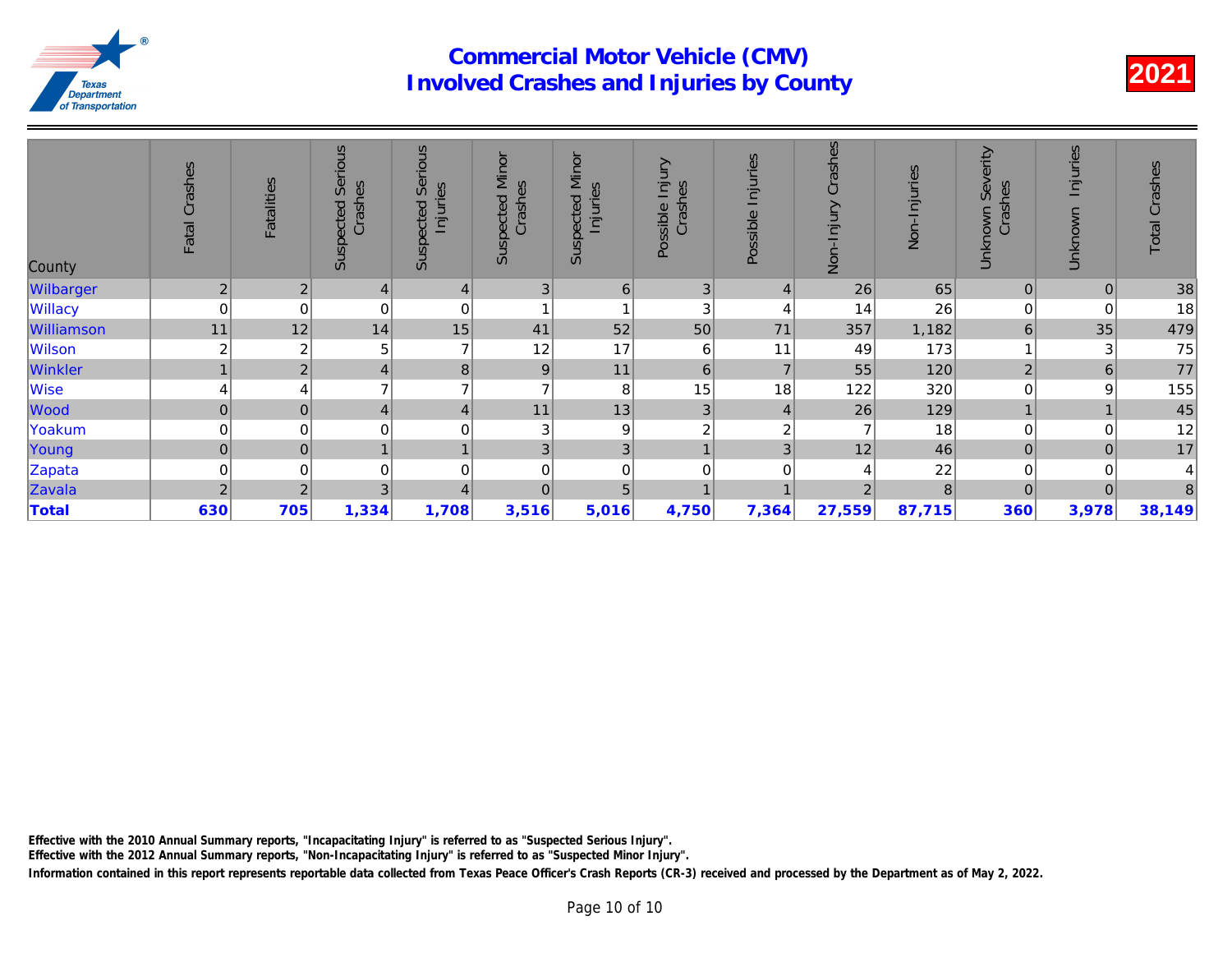# Commercial Motor Vehicle (CMV) Involved Crashes and Injuries by County

2021

| County | Fatal Crashes | Fatalities | Suspected Serious Crashes | Suspected Serious Injuries | Suspected Minor Crashes | Suspected Minor Injuries | Possible Injury Crashes | Possible Injuries | Non-Injury Crashes | Non-Injuries | Unknown Severity Crashes | Unknown Injuries | Total Crashes |
|---|---|---|---|---|---|---|---|---|---|---|---|---|---|
| Wilbarger | 2 | 2 | 4 | 4 | 3 | 6 | 3 | 4 | 26 | 65 | 0 | 0 | 38 |
| Willacy | 0 | 0 | 0 | 0 | 1 | 1 | 3 | 4 | 14 | 26 | 0 | 0 | 18 |
| Williamson | 11 | 12 | 14 | 15 | 41 | 52 | 50 | 71 | 357 | 1,182 | 6 | 35 | 479 |
| Wilson | 2 | 2 | 5 | 7 | 12 | 17 | 6 | 11 | 49 | 173 | 1 | 3 | 75 |
| Winkler | 1 | 2 | 4 | 8 | 9 | 11 | 6 | 7 | 55 | 120 | 2 | 6 | 77 |
| Wise | 4 | 4 | 7 | 7 | 7 | 8 | 15 | 18 | 122 | 320 | 0 | 9 | 155 |
| Wood | 0 | 0 | 4 | 4 | 11 | 13 | 3 | 4 | 26 | 129 | 1 | 1 | 45 |
| Yoakum | 0 | 0 | 0 | 0 | 3 | 9 | 2 | 2 | 7 | 18 | 0 | 0 | 12 |
| Young | 0 | 0 | 1 | 1 | 3 | 3 | 1 | 3 | 12 | 46 | 0 | 0 | 17 |
| Zapata | 0 | 0 | 0 | 0 | 0 | 0 | 0 | 0 | 4 | 22 | 0 | 0 | 4 |
| Zavala | 2 | 2 | 3 | 4 | 0 | 5 | 1 | 1 | 2 | 8 | 0 | 0 | 8 |
| **Total** | **630** | **705** | **1,334** | **1,708** | **3,516** | **5,016** | **4,750** | **7,364** | **27,559** | **87,715** | **360** | **3,978** | **38,149** |

**Effective with the 2010 Annual Summary reports, "Incapacitating Injury" is referred to as "Suspected Serious Injury".**
**Effective with the 2012 Annual Summary reports, "Non-Incapacitating Injury" is referred to as "Suspected Minor Injury".**
**Information contained in this report represents reportable data collected from Texas Peace Officer's Crash Reports (CR-3) received and processed by the Department as of May 2, 2022.**